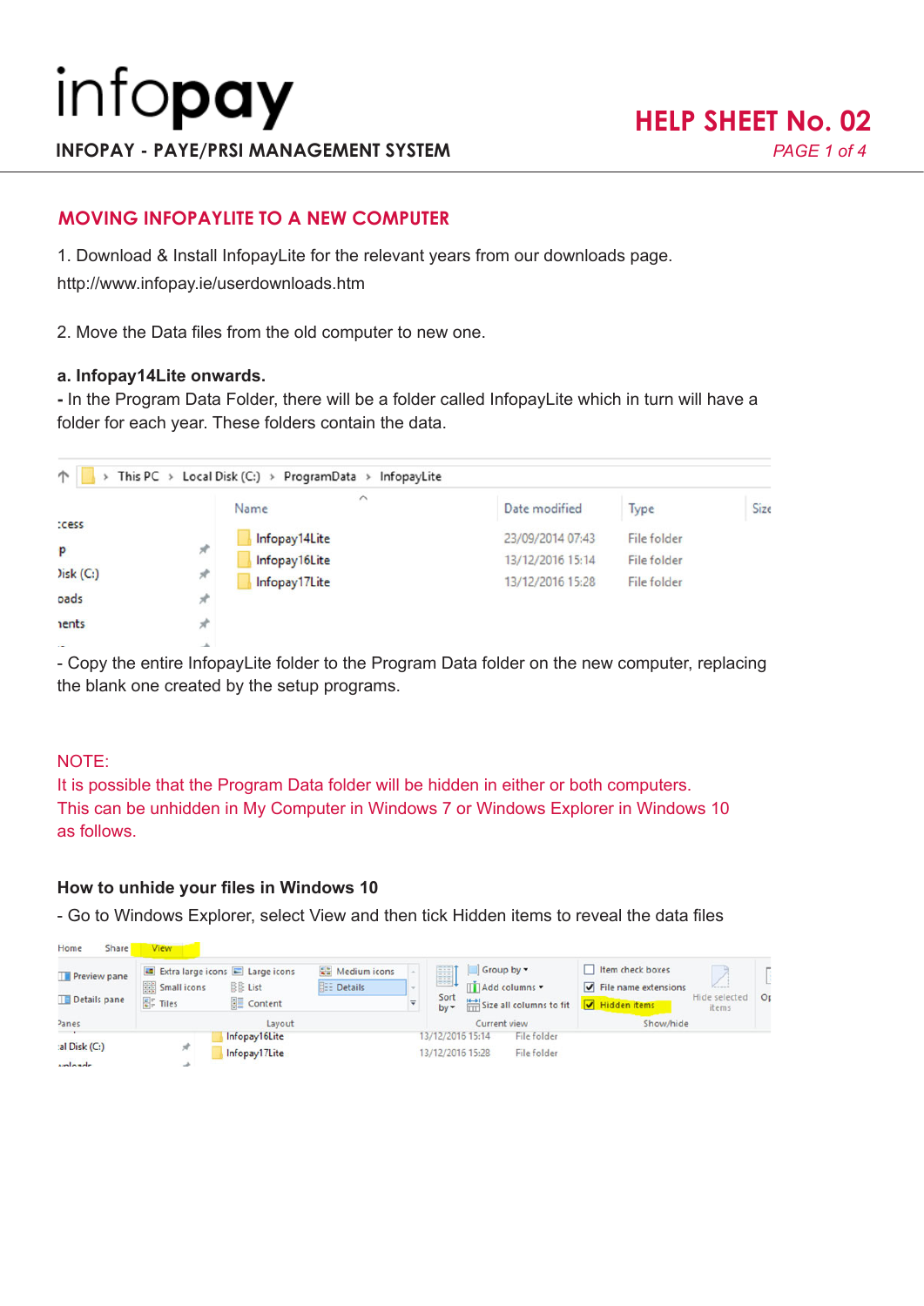# infopay

**INFOPAY - PAYE/PRSI MANAGEMENT SYSTEM**

**HELP SHEET No. 02**

## MOVING INFOPAYLITE TO A NEW COMPUTER

1. Download & Install InfopayLite for the relevant years from our downloads page.
http://www.infopay.ie/userdownloads.htm

2. Move the Data files from the old computer to new one.

**a. Infopay14Lite onwards.**

- In the Program Data Folder, there will be a folder called InfopayLite which in turn will have a folder for each year. These folders contain the data.

- Copy the entire InfopayLite folder to the Program Data folder on the new computer, replacing the blank one created by the setup programs.

NOTE:
It is possible that the Program Data folder will be hidden in either or both computers.
This can be unhidden in My Computer in Windows 7 or Windows Explorer in Windows 10 as follows.

### How to unhide your files in Windows 10

- Go to Windows Explorer, select View and then tick Hidden items to reveal the data files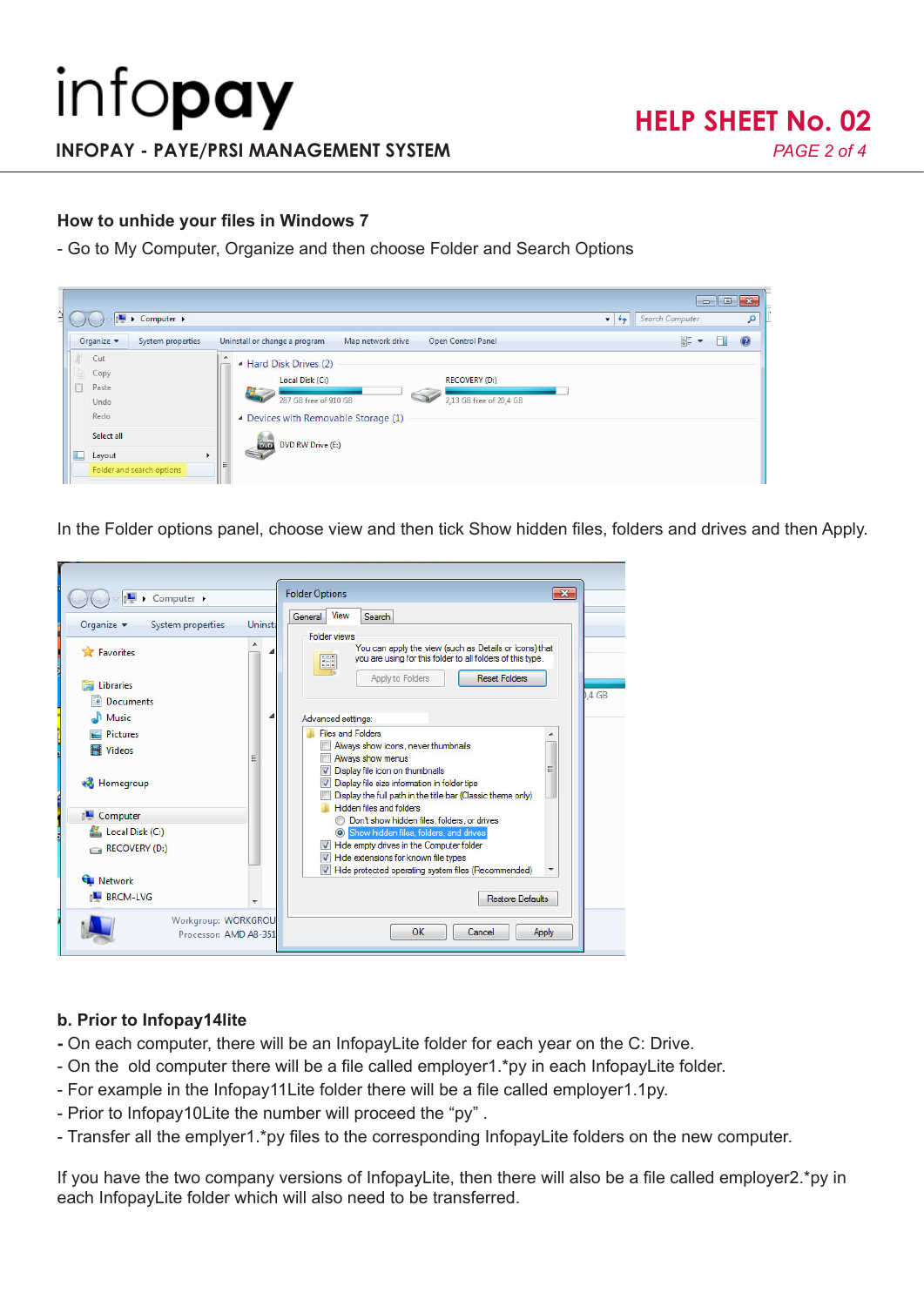## How to unhide your files in Windows 7

- Go to My Computer, Organize and then choose Folder and Search Options

In the Folder options panel, choose view and then tick Show hidden files, folders and drives and then Apply.

### b. Prior to Infopay14lite

- On each computer, there will be an InfopayLite folder for each year on the C: Drive.
- On the old computer there will be a file called employer1.*py in each InfopayLite folder.
- For example in the Infopay11Lite folder there will be a file called employer1.1py.
- Prior to Infopay10Lite the number will proceed the “py” .
- Transfer all the emplyer1.*py files to the corresponding InfopayLite folders on the new computer.

If you have the two company versions of InfopayLite, then there will also be a file called employer2.*py in each InfopayLite folder which will also need to be transferred.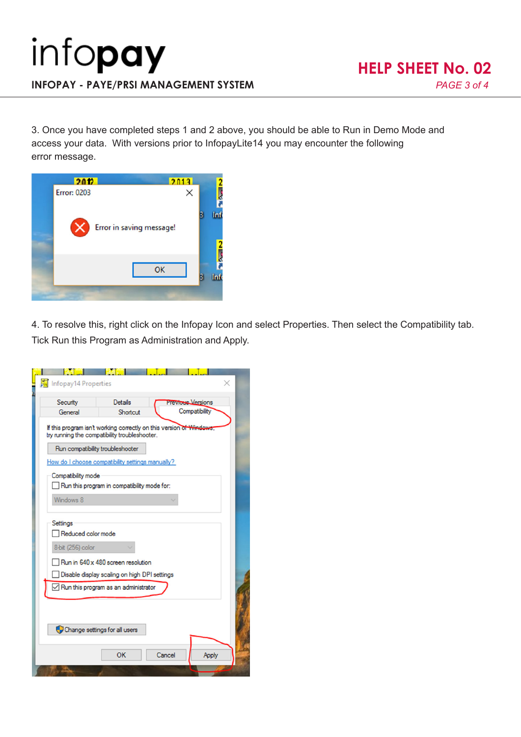3. Once you have completed steps 1 and 2 above, you should be able to Run in Demo Mode and access your data. With versions prior to InfopayLite14 you may encounter the following error message.

4. To resolve this, right click on the Infopay Icon and select Properties. Then select the Compatibility tab. Tick Run this Program as Administration and Apply.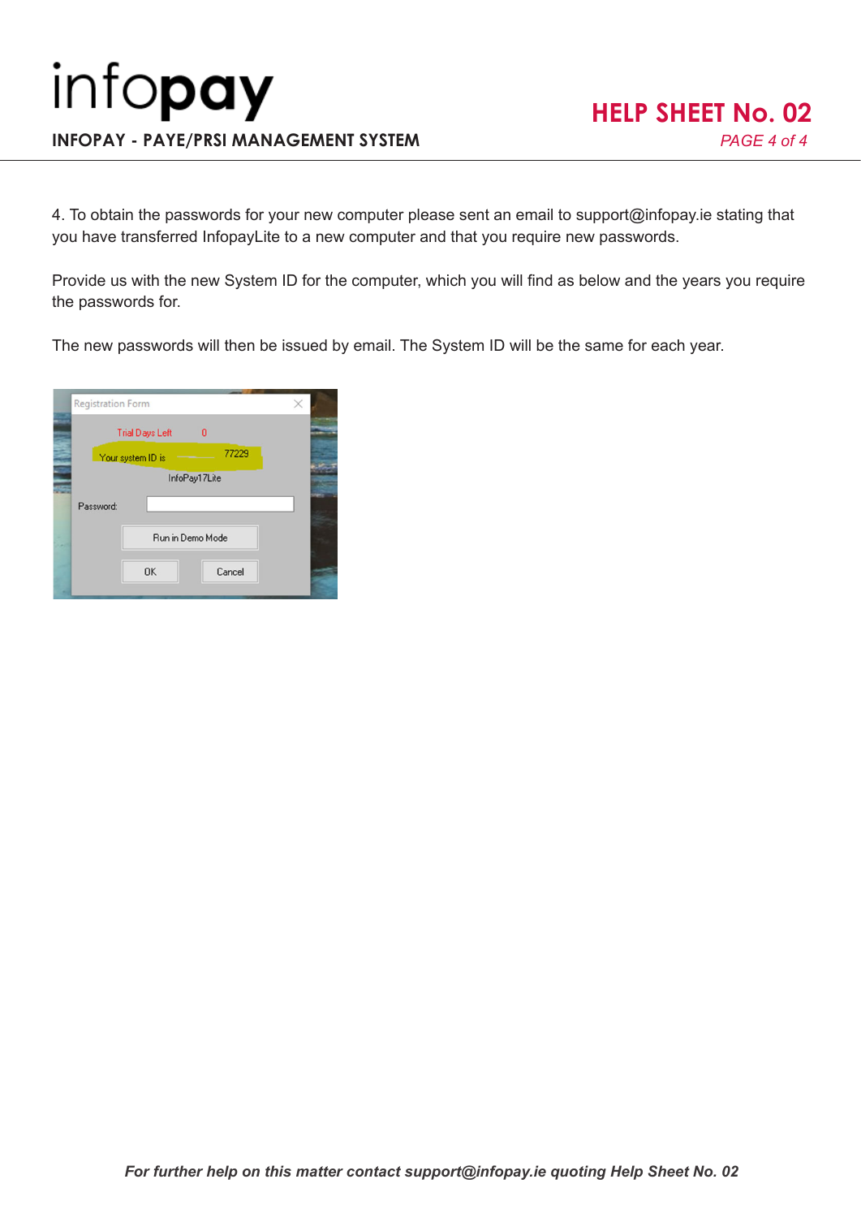4. To obtain the passwords for your new computer please sent an email to support@infopay.ie stating that you have transferred InfopayLite to a new computer and that you require new passwords.

Provide us with the new System ID for the computer, which you will find as below and the years you require the passwords for.

The new passwords will then be issued by email. The System ID will be the same for each year.

Registration Form

Trial Days Left 0

Your system ID is 77229

InfoPay17Lite

Password:

Run in Demo Mode

OK

Cancel

***For further help on this matter contact support@infopay.ie quoting Help Sheet No. 02***